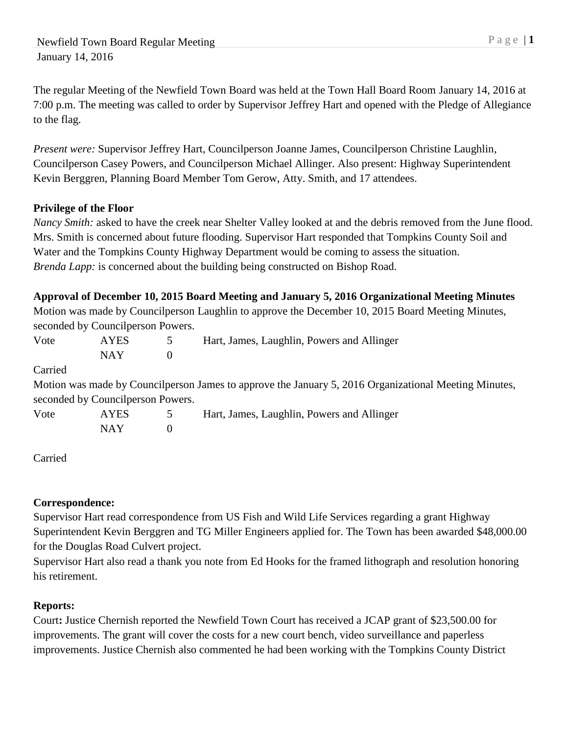Newfield Town Board Regular Meeting
January 14, 2016

The regular Meeting of the Newfield Town Board was held at the Town Hall Board Room January 14, 2016 at 7:00 p.m. The meeting was called to order by Supervisor Jeffrey Hart and opened with the Pledge of Allegiance to the flag.

*Present were:* Supervisor Jeffrey Hart, Councilperson Joanne James, Councilperson Christine Laughlin, Councilperson Casey Powers, and Councilperson Michael Allinger. Also present: Highway Superintendent Kevin Berggren, Planning Board Member Tom Gerow, Atty. Smith, and 17 attendees.

**Privilege of the Floor**

*Nancy Smith:* asked to have the creek near Shelter Valley looked at and the debris removed from the June flood. Mrs. Smith is concerned about future flooding. Supervisor Hart responded that Tompkins County Soil and Water and the Tompkins County Highway Department would be coming to assess the situation.
*Brenda Lapp:* is concerned about the building being constructed on Bishop Road.

**Approval of December 10, 2015 Board Meeting and January 5, 2016 Organizational Meeting Minutes**

Motion was made by Councilperson Laughlin to approve the December 10, 2015 Board Meeting Minutes, seconded by Councilperson Powers.

| Vote | AYES | 5 | Hart, James, Laughlin, Powers and Allinger |
|---|---|---|---|
| | NAY | 0 | |

Carried

Motion was made by Councilperson James to approve the January 5, 2016 Organizational Meeting Minutes, seconded by Councilperson Powers.

| Vote | AYES | 5 | Hart, James, Laughlin, Powers and Allinger |
|---|---|---|---|
| | NAY | 0 | |

Carried

**Correspondence:**

Supervisor Hart read correspondence from US Fish and Wild Life Services regarding a grant Highway Superintendent Kevin Berggren and TG Miller Engineers applied for. The Town has been awarded $48,000.00 for the Douglas Road Culvert project.
Supervisor Hart also read a thank you note from Ed Hooks for the framed lithograph and resolution honoring his retirement.

**Reports:**

Court**:** Justice Chernish reported the Newfield Town Court has received a JCAP grant of $23,500.00 for improvements. The grant will cover the costs for a new court bench, video surveillance and paperless improvements. Justice Chernish also commented he had been working with the Tompkins County District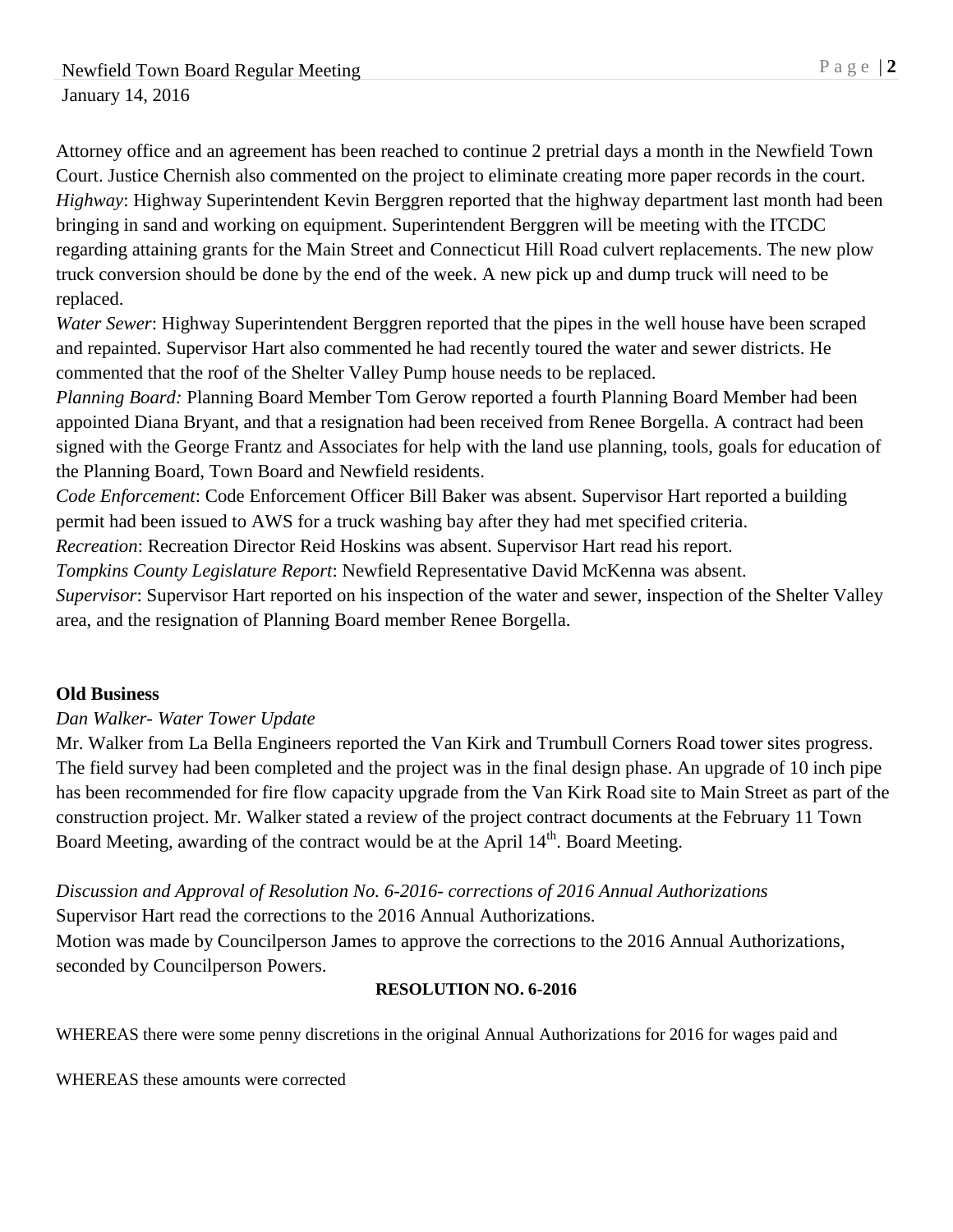Attorney office and an agreement has been reached to continue 2 pretrial days a month in the Newfield Town Court. Justice Chernish also commented on the project to eliminate creating more paper records in the court.
*Highway*: Highway Superintendent Kevin Berggren reported that the highway department last month had been bringing in sand and working on equipment. Superintendent Berggren will be meeting with the ITCDC regarding attaining grants for the Main Street and Connecticut Hill Road culvert replacements. The new plow truck conversion should be done by the end of the week. A new pick up and dump truck will need to be replaced.
*Water Sewer*: Highway Superintendent Berggren reported that the pipes in the well house have been scraped and repainted. Supervisor Hart also commented he had recently toured the water and sewer districts. He commented that the roof of the Shelter Valley Pump house needs to be replaced.
*Planning Board:* Planning Board Member Tom Gerow reported a fourth Planning Board Member had been appointed Diana Bryant, and that a resignation had been received from Renee Borgella. A contract had been signed with the George Frantz and Associates for help with the land use planning, tools, goals for education of the Planning Board, Town Board and Newfield residents.
*Code Enforcement*: Code Enforcement Officer Bill Baker was absent. Supervisor Hart reported a building permit had been issued to AWS for a truck washing bay after they had met specified criteria.
*Recreation*: Recreation Director Reid Hoskins was absent. Supervisor Hart read his report.
*Tompkins County Legislature Report*: Newfield Representative David McKenna was absent.
*Supervisor*: Supervisor Hart reported on his inspection of the water and sewer, inspection of the Shelter Valley area, and the resignation of Planning Board member Renee Borgella.

**Old Business**

*Dan Walker- Water Tower Update*

Mr. Walker from La Bella Engineers reported the Van Kirk and Trumbull Corners Road tower sites progress. The field survey had been completed and the project was in the final design phase. An upgrade of 10 inch pipe has been recommended for fire flow capacity upgrade from the Van Kirk Road site to Main Street as part of the construction project. Mr. Walker stated a review of the project contract documents at the February 11 Town Board Meeting, awarding of the contract would be at the April 14th. Board Meeting.

*Discussion and Approval of Resolution No. 6-2016- corrections of 2016 Annual Authorizations*

Supervisor Hart read the corrections to the 2016 Annual Authorizations.
Motion was made by Councilperson James to approve the corrections to the 2016 Annual Authorizations, seconded by Councilperson Powers.

**RESOLUTION NO. 6-2016**

WHEREAS there were some penny discretions in the original Annual Authorizations for 2016 for wages paid and

WHEREAS these amounts were corrected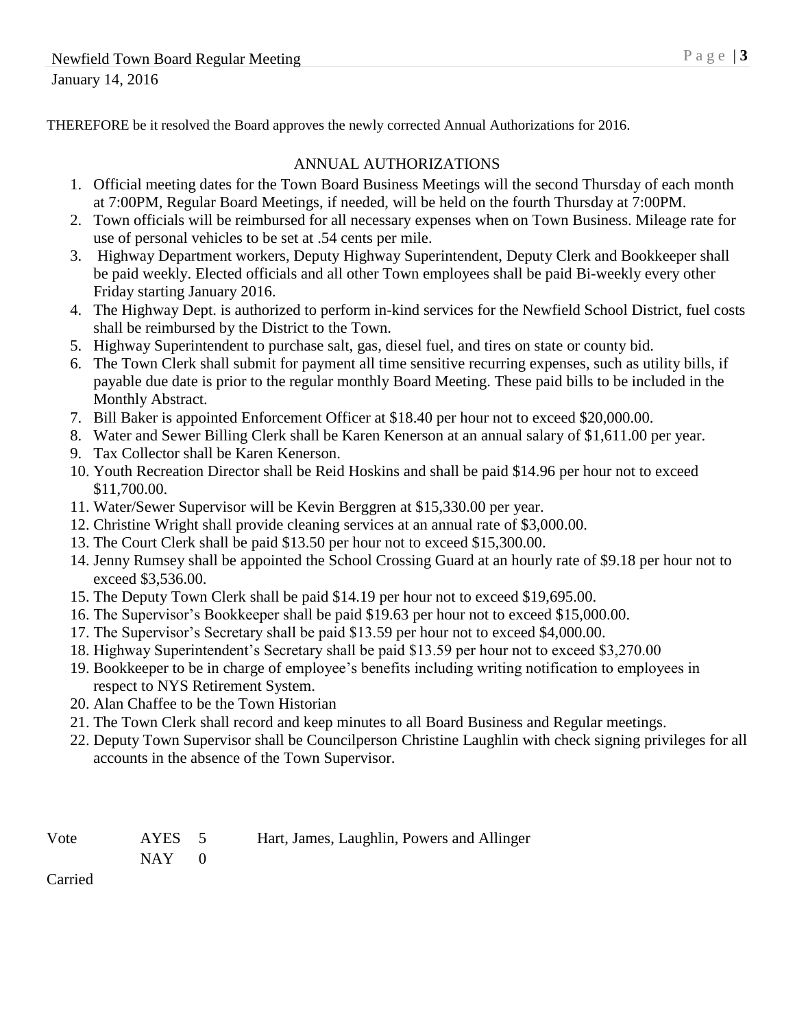THEREFORE be it resolved the Board approves the newly corrected Annual Authorizations for 2016.

## ANNUAL AUTHORIZATIONS

1. Official meeting dates for the Town Board Business Meetings will the second Thursday of each month at 7:00PM, Regular Board Meetings, if needed, will be held on the fourth Thursday at 7:00PM.
2. Town officials will be reimbursed for all necessary expenses when on Town Business. Mileage rate for use of personal vehicles to be set at .54 cents per mile.
3. Highway Department workers, Deputy Highway Superintendent, Deputy Clerk and Bookkeeper shall be paid weekly. Elected officials and all other Town employees shall be paid Bi-weekly every other Friday starting January 2016.
4. The Highway Dept. is authorized to perform in-kind services for the Newfield School District, fuel costs shall be reimbursed by the District to the Town.
5. Highway Superintendent to purchase salt, gas, diesel fuel, and tires on state or county bid.
6. The Town Clerk shall submit for payment all time sensitive recurring expenses, such as utility bills, if payable due date is prior to the regular monthly Board Meeting. These paid bills to be included in the Monthly Abstract.
7. Bill Baker is appointed Enforcement Officer at $18.40 per hour not to exceed $20,000.00.
8. Water and Sewer Billing Clerk shall be Karen Kenerson at an annual salary of $1,611.00 per year.
9. Tax Collector shall be Karen Kenerson.
10. Youth Recreation Director shall be Reid Hoskins and shall be paid $14.96 per hour not to exceed $11,700.00.
11. Water/Sewer Supervisor will be Kevin Berggren at $15,330.00 per year.
12. Christine Wright shall provide cleaning services at an annual rate of $3,000.00.
13. The Court Clerk shall be paid $13.50 per hour not to exceed $15,300.00.
14. Jenny Rumsey shall be appointed the School Crossing Guard at an hourly rate of $9.18 per hour not to exceed $3,536.00.
15. The Deputy Town Clerk shall be paid $14.19 per hour not to exceed $19,695.00.
16. The Supervisor's Bookkeeper shall be paid $19.63 per hour not to exceed $15,000.00.
17. The Supervisor's Secretary shall be paid $13.59 per hour not to exceed $4,000.00.
18. Highway Superintendent's Secretary shall be paid $13.59 per hour not to exceed $3,270.00
19. Bookkeeper to be in charge of employee's benefits including writing notification to employees in respect to NYS Retirement System.
20. Alan Chaffee to be the Town Historian
21. The Town Clerk shall record and keep minutes to all Board Business and Regular meetings.
22. Deputy Town Supervisor shall be Councilperson Christine Laughlin with check signing privileges for all accounts in the absence of the Town Supervisor.

Vote AYES 5 Hart, James, Laughlin, Powers and Allinger
NAY 0

Carried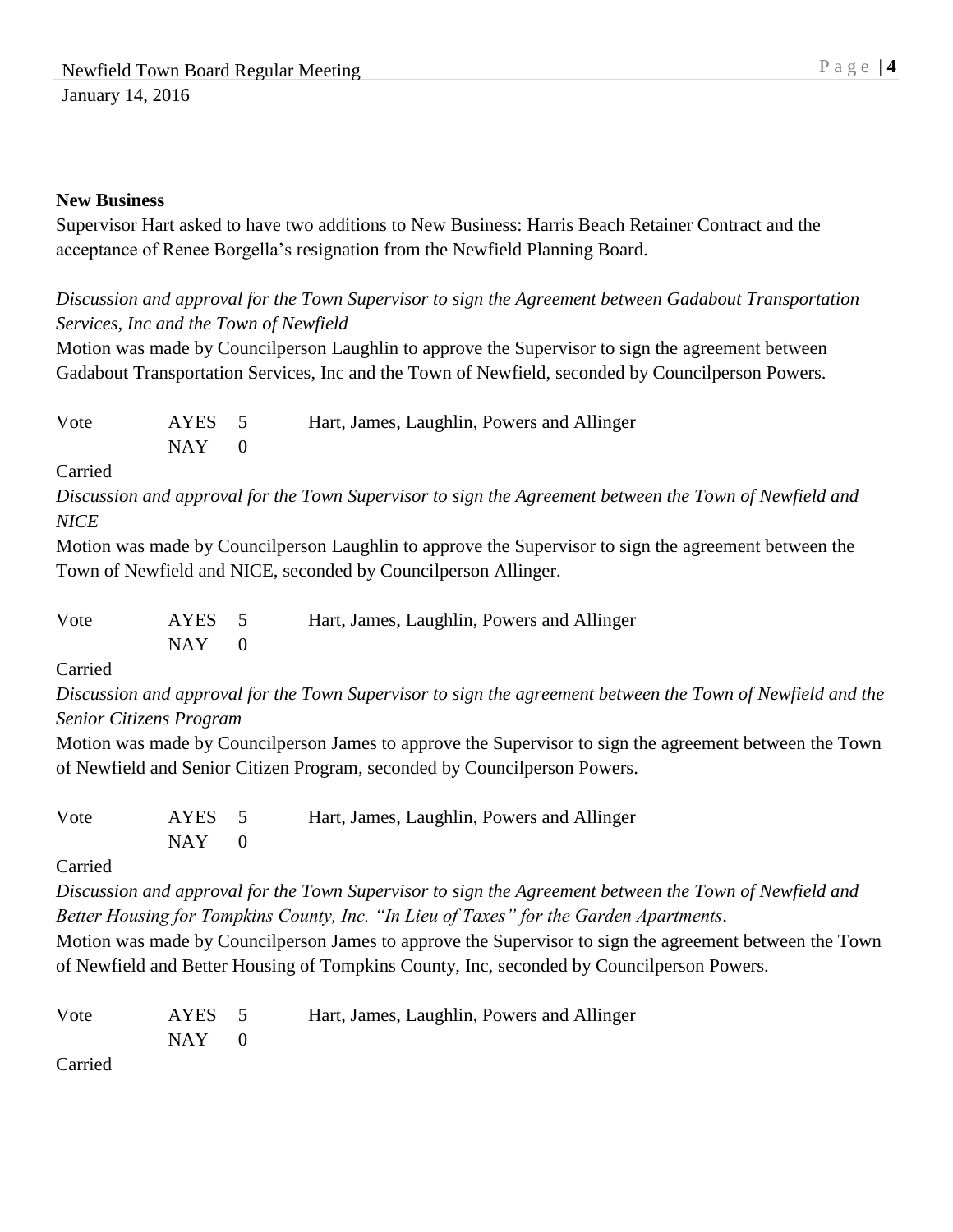**New Business**

Supervisor Hart asked to have two additions to New Business: Harris Beach Retainer Contract and the acceptance of Renee Borgella's resignation from the Newfield Planning Board.

*Discussion and approval for the Town Supervisor to sign the Agreement between Gadabout Transportation Services, Inc and the Town of Newfield*

Motion was made by Councilperson Laughlin to approve the Supervisor to sign the agreement between Gadabout Transportation Services, Inc and the Town of Newfield, seconded by Councilperson Powers.

| Vote | AYES | 5 | Hart, James, Laughlin, Powers and Allinger |
|---|---|---|---|
| | NAY | 0 | |

Carried

*Discussion and approval for the Town Supervisor to sign the Agreement between the Town of Newfield and NICE*

Motion was made by Councilperson Laughlin to approve the Supervisor to sign the agreement between the Town of Newfield and NICE, seconded by Councilperson Allinger.

| Vote | AYES | 5 | Hart, James, Laughlin, Powers and Allinger |
|---|---|---|---|
| | NAY | 0 | |

Carried

*Discussion and approval for the Town Supervisor to sign the agreement between the Town of Newfield and the Senior Citizens Program*

Motion was made by Councilperson James to approve the Supervisor to sign the agreement between the Town of Newfield and Senior Citizen Program, seconded by Councilperson Powers.

| Vote | AYES | 5 | Hart, James, Laughlin, Powers and Allinger |
|---|---|---|---|
| | NAY | 0 | |

Carried

*Discussion and approval for the Town Supervisor to sign the Agreement between the Town of Newfield and Better Housing for Tompkins County, Inc. "In Lieu of Taxes" for the Garden Apartments.*

Motion was made by Councilperson James to approve the Supervisor to sign the agreement between the Town of Newfield and Better Housing of Tompkins County, Inc, seconded by Councilperson Powers.

| Vote | AYES | 5 | Hart, James, Laughlin, Powers and Allinger |
|---|---|---|---|
| | NAY | 0 | |

Carried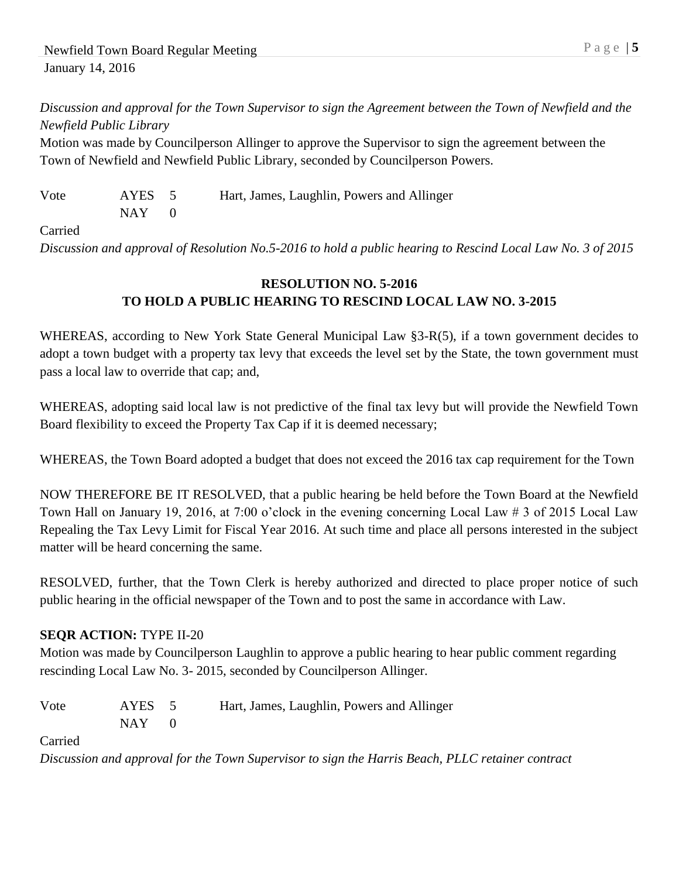*Discussion and approval for the Town Supervisor to sign the Agreement between the Town of Newfield and the Newfield Public Library*

Motion was made by Councilperson Allinger to approve the Supervisor to sign the agreement between the Town of Newfield and Newfield Public Library, seconded by Councilperson Powers.

| Vote | AYES | 5 | Hart, James, Laughlin, Powers and Allinger |
|---|---|---|---|
| | NAY | 0 | |

Carried

*Discussion and approval of Resolution No.5-2016 to hold a public hearing to Rescind Local Law No. 3 of 2015*

**RESOLUTION NO. 5-2016**
**TO HOLD A PUBLIC HEARING TO RESCIND LOCAL LAW NO. 3-2015**

WHEREAS, according to New York State General Municipal Law §3-R(5), if a town government decides to adopt a town budget with a property tax levy that exceeds the level set by the State, the town government must pass a local law to override that cap; and,

WHEREAS, adopting said local law is not predictive of the final tax levy but will provide the Newfield Town Board flexibility to exceed the Property Tax Cap if it is deemed necessary;

WHEREAS, the Town Board adopted a budget that does not exceed the 2016 tax cap requirement for the Town

NOW THEREFORE BE IT RESOLVED, that a public hearing be held before the Town Board at the Newfield Town Hall on January 19, 2016, at 7:00 o'clock in the evening concerning Local Law # 3 of 2015 Local Law Repealing the Tax Levy Limit for Fiscal Year 2016. At such time and place all persons interested in the subject matter will be heard concerning the same.

RESOLVED, further, that the Town Clerk is hereby authorized and directed to place proper notice of such public hearing in the official newspaper of the Town and to post the same in accordance with Law.

**SEQR ACTION:** TYPE II-20

Motion was made by Councilperson Laughlin to approve a public hearing to hear public comment regarding rescinding Local Law No. 3- 2015, seconded by Councilperson Allinger.

| Vote | AYES | 5 | Hart, James, Laughlin, Powers and Allinger |
|---|---|---|---|
| | NAY | 0 | |

Carried

*Discussion and approval for the Town Supervisor to sign the Harris Beach, PLLC retainer contract*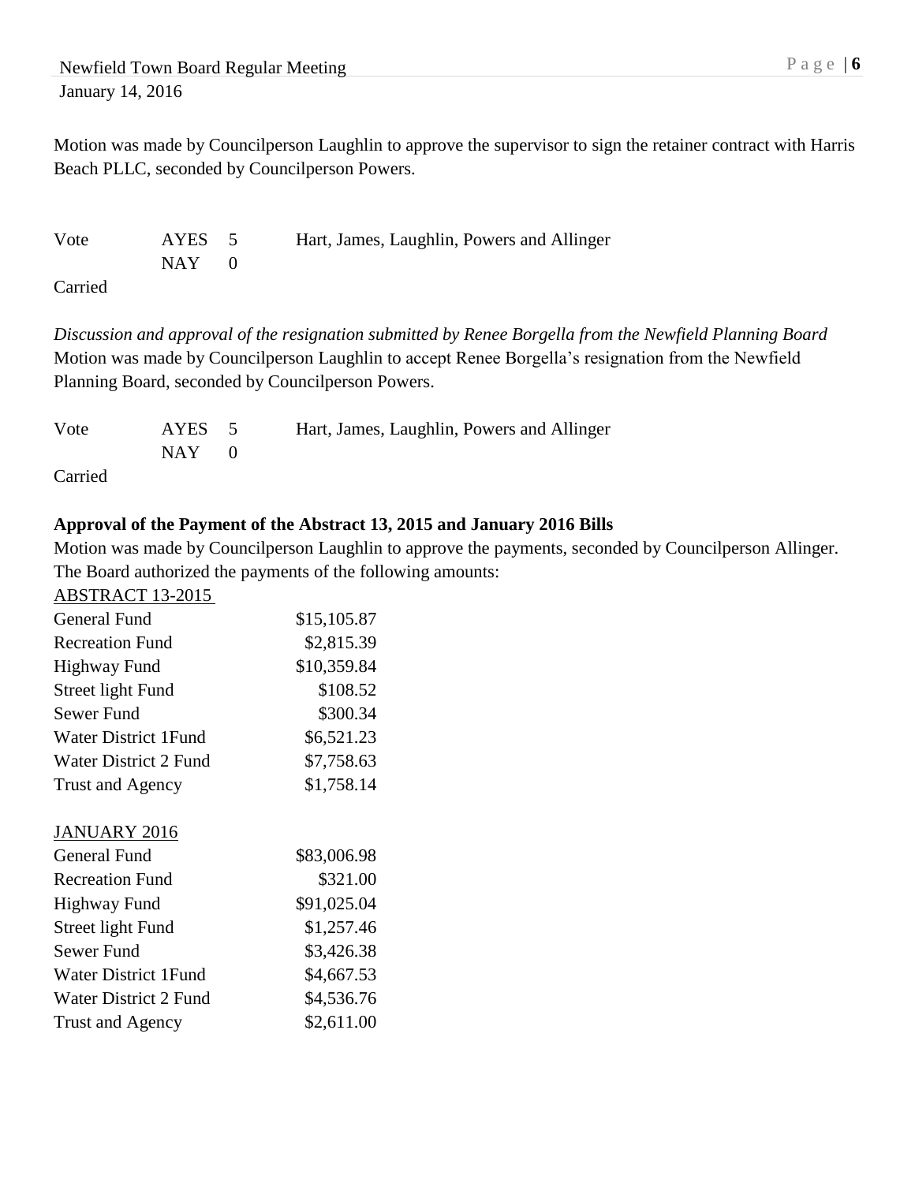Motion was made by Councilperson Laughlin to approve the supervisor to sign the retainer contract with Harris Beach PLLC, seconded by Councilperson Powers.

| Vote | AYES 5 | Hart, James, Laughlin, Powers and Allinger |
|---|---|---|
| | NAY 0 | |

Carried

*Discussion and approval of the resignation submitted by Renee Borgella from the Newfield Planning Board*
Motion was made by Councilperson Laughlin to accept Renee Borgella's resignation from the Newfield Planning Board, seconded by Councilperson Powers.

| Vote | AYES 5 | Hart, James, Laughlin, Powers and Allinger |
|---|---|---|
| | NAY 0 | |

Carried

**Approval of the Payment of the Abstract 13, 2015 and January 2016 Bills**
Motion was made by Councilperson Laughlin to approve the payments, seconded by Councilperson Allinger. The Board authorized the payments of the following amounts:

ABSTRACT 13-2015

| Fund | Amount |
|---|---|
| General Fund | $15,105.87 |
| Recreation Fund | $2,815.39 |
| Highway Fund | $10,359.84 |
| Street light Fund | $108.52 |
| Sewer Fund | $300.34 |
| Water District 1Fund | $6,521.23 |
| Water District 2 Fund | $7,758.63 |
| Trust and Agency | $1,758.14 |

JANUARY 2016

| Fund | Amount |
|---|---|
| General Fund | $83,006.98 |
| Recreation Fund | $321.00 |
| Highway Fund | $91,025.04 |
| Street light Fund | $1,257.46 |
| Sewer Fund | $3,426.38 |
| Water District 1Fund | $4,667.53 |
| Water District 2 Fund | $4,536.76 |
| Trust and Agency | $2,611.00 |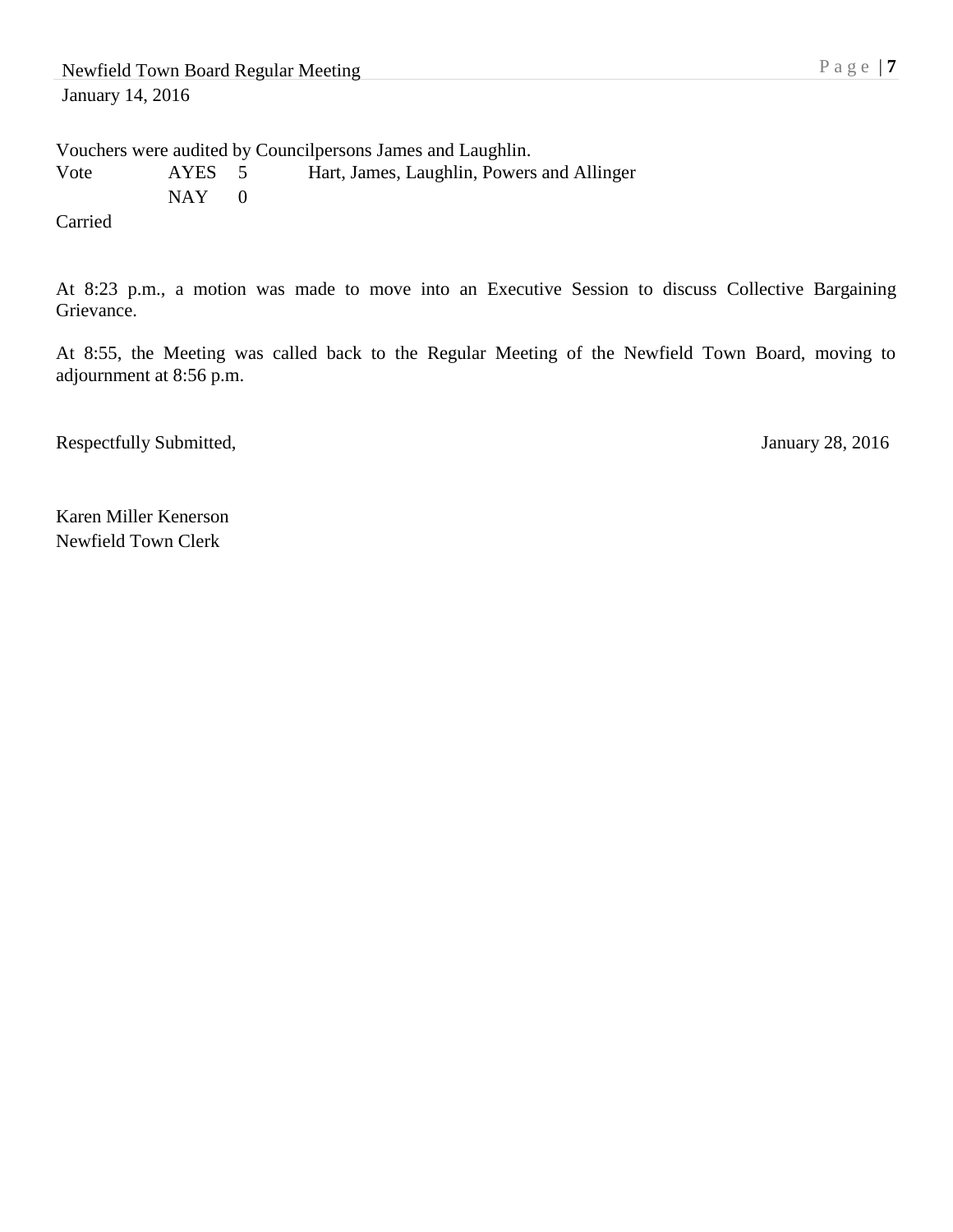Vouchers were audited by Councilpersons James and Laughlin.

| | | | |
|---|---|---|---|
| Vote | AYES | 5 | Hart, James, Laughlin, Powers and Allinger |
| | NAY | 0 | |

Carried

At 8:23 p.m., a motion was made to move into an Executive Session to discuss Collective Bargaining Grievance.

At 8:55, the Meeting was called back to the Regular Meeting of the Newfield Town Board, moving to adjournment at 8:56 p.m.

Respectfully Submitted, January 28, 2016

Karen Miller Kenerson
Newfield Town Clerk